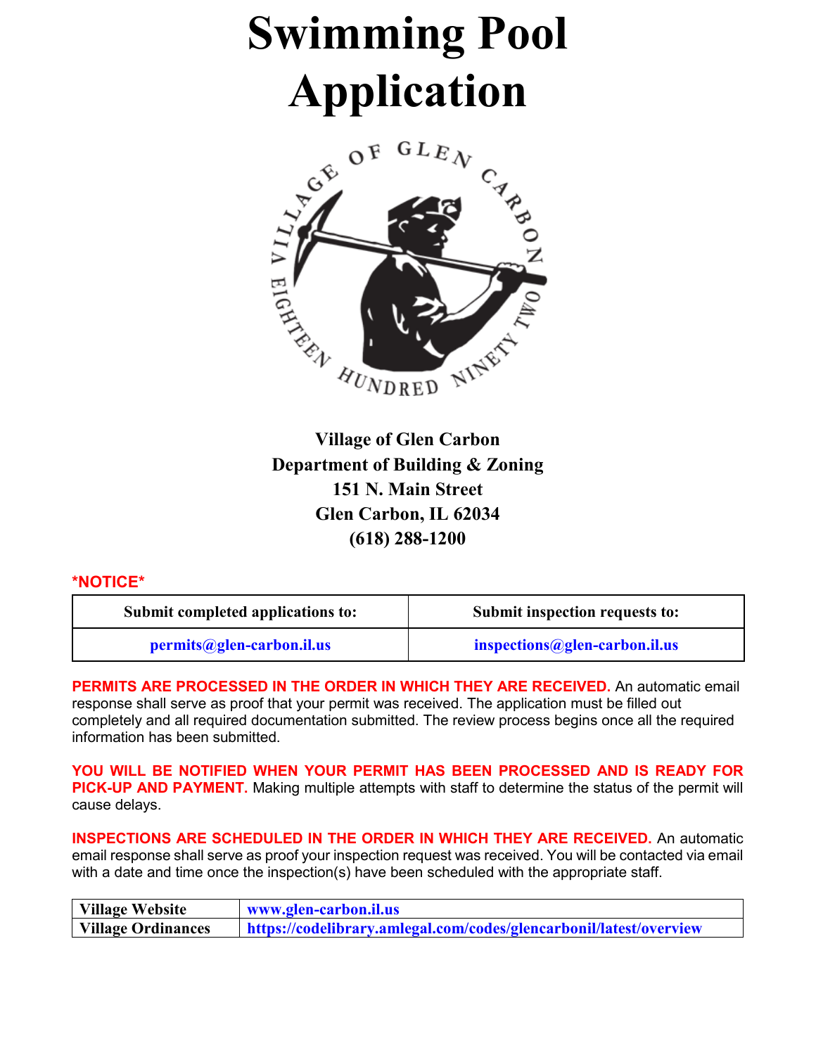# Swimming Pool Application

**Village of Glen Carbon**
**Department of Building & Zoning**
**151 N. Main Street**
**Glen Carbon, IL 62034**
**(618) 288-1200**

**\*NOTICE\***

| Submit completed applications to: | Submit inspection requests to: |
| --- | --- |
| permits@glen-carbon.il.us | inspections@glen-carbon.il.us |

**PERMITS ARE PROCESSED IN THE ORDER IN WHICH THEY ARE RECEIVED.** An automatic email response shall serve as proof that your permit was received. The application must be filled out completely and all required documentation submitted. The review process begins once all the required information has been submitted.

**YOU WILL BE NOTIFIED WHEN YOUR PERMIT HAS BEEN PROCESSED AND IS READY FOR PICK-UP AND PAYMENT.** Making multiple attempts with staff to determine the status of the permit will cause delays.

**INSPECTIONS ARE SCHEDULED IN THE ORDER IN WHICH THEY ARE RECEIVED.** An automatic email response shall serve as proof your inspection request was received. You will be contacted via email with a date and time once the inspection(s) have been scheduled with the appropriate staff.

| | |
| --- | --- |
| **Village Website** | www.glen-carbon.il.us |
| **Village Ordinances** | https://codelibrary.amlegal.com/codes/glencarbonil/latest/overview |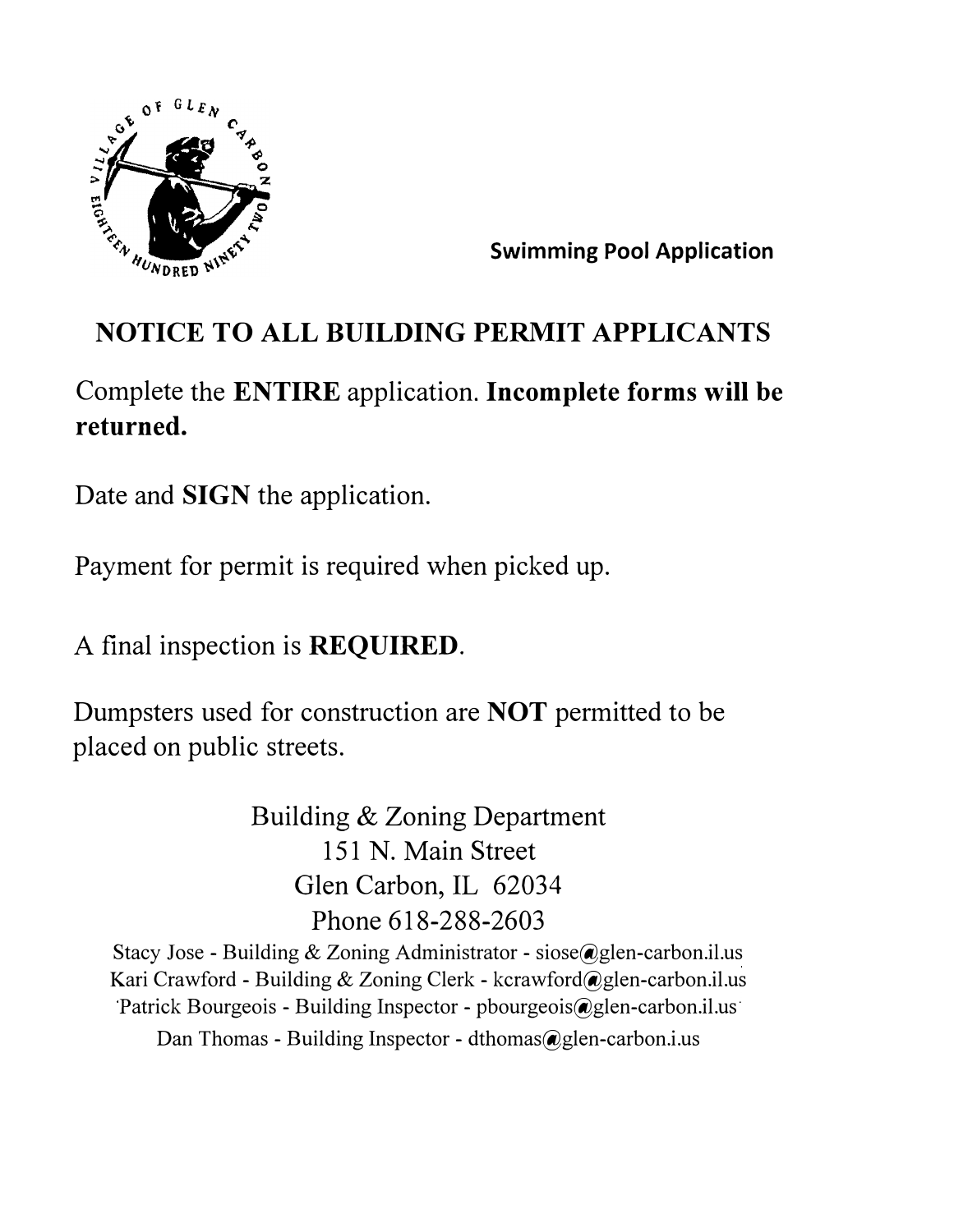Swimming Pool Application

# NOTICE TO ALL BUILDING PERMIT APPLICANTS

Complete the **ENTIRE** application. **Incomplete forms will be returned.**

Date and **SIGN** the application.

Payment for permit is required when picked up.

A final inspection is **REQUIRED**.

Dumpsters used for construction are **NOT** permitted to be placed on public streets.

Building & Zoning Department
151 N. Main Street
Glen Carbon, IL 62034
Phone 618-288-2603

Stacy Jose - Building & Zoning Administrator - sjose@glen-carbon.il.us
Kari Crawford - Building & Zoning Clerk - kcrawford@glen-carbon.il.us
Patrick Bourgeois - Building Inspector - pbourgeois@glen-carbon.il.us
Dan Thomas - Building Inspector - dthomas@glen-carbon.i.us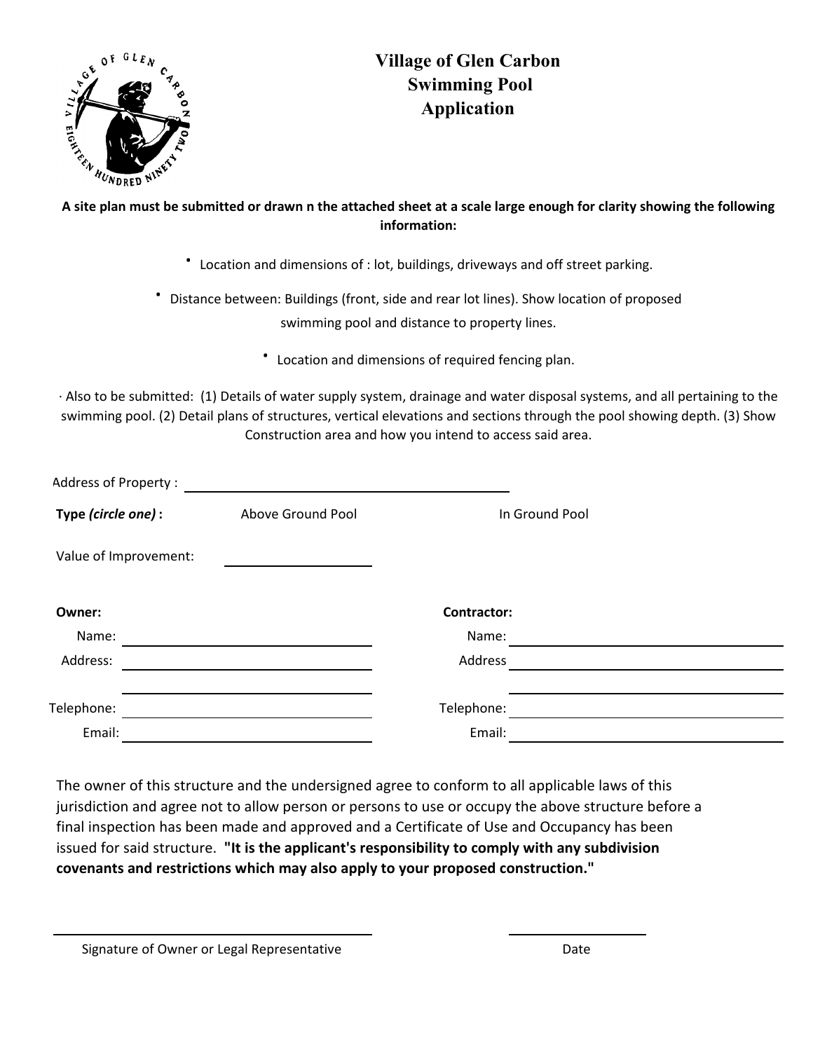# Village of Glen Carbon Swimming Pool Application

**A site plan must be submitted or drawn n the attached sheet at a scale large enough for clarity showing the following information:**

- Location and dimensions of : lot, buildings, driveways and off street parking.
- Distance between: Buildings (front, side and rear lot lines). Show location of proposed swimming pool and distance to property lines.
- Location and dimensions of required fencing plan.

· Also to be submitted: (1) Details of water supply system, drainage and water disposal systems, and all pertaining to the swimming pool. (2) Detail plans of structures, vertical elevations and sections through the pool showing depth. (3) Show Construction area and how you intend to access said area.

Address of Property : ______________________________

**Type *(circle one)* :** Above Ground Pool In Ground Pool

Value of Improvement: ______________

| **Owner:** | | **Contractor:** | |
|---|---|---|---|
| Name: | ______________ | Name: | ______________ |
| Address: | ______________ | Address | ______________ |
| | ______________ | | ______________ |
| Telephone: | ______________ | Telephone: | ______________ |
| Email: | ______________ | Email: | ______________ |

The owner of this structure and the undersigned agree to conform to all applicable laws of this jurisdiction and agree not to allow person or persons to use or occupy the above structure before a final inspection has been made and approved and a Certificate of Use and Occupancy has been issued for said structure. **"It is the applicant's responsibility to comply with any subdivision covenants and restrictions which may also apply to your proposed construction."**

______________________________ ______________

Signature of Owner or Legal Representative Date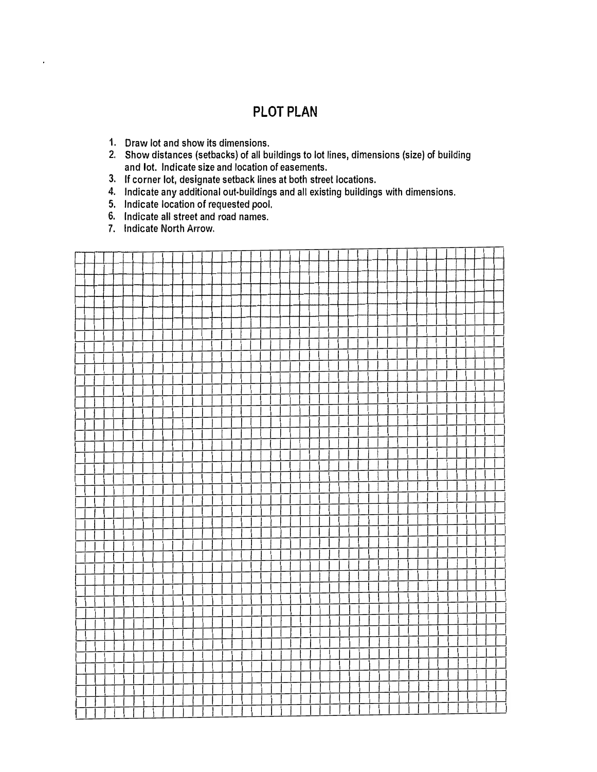## PLOT PLAN

1. Draw lot and show its dimensions.
2. Show distances (setbacks) of all buildings to lot lines, dimensions (size) of building and lot. Indicate size and location of easements.
3. If corner lot, designate setback lines at both street locations.
4. Indicate any additional out-buildings and all existing buildings with dimensions.
5. Indicate location of requested pool.
6. Indicate all street and road names.
7. Indicate North Arrow.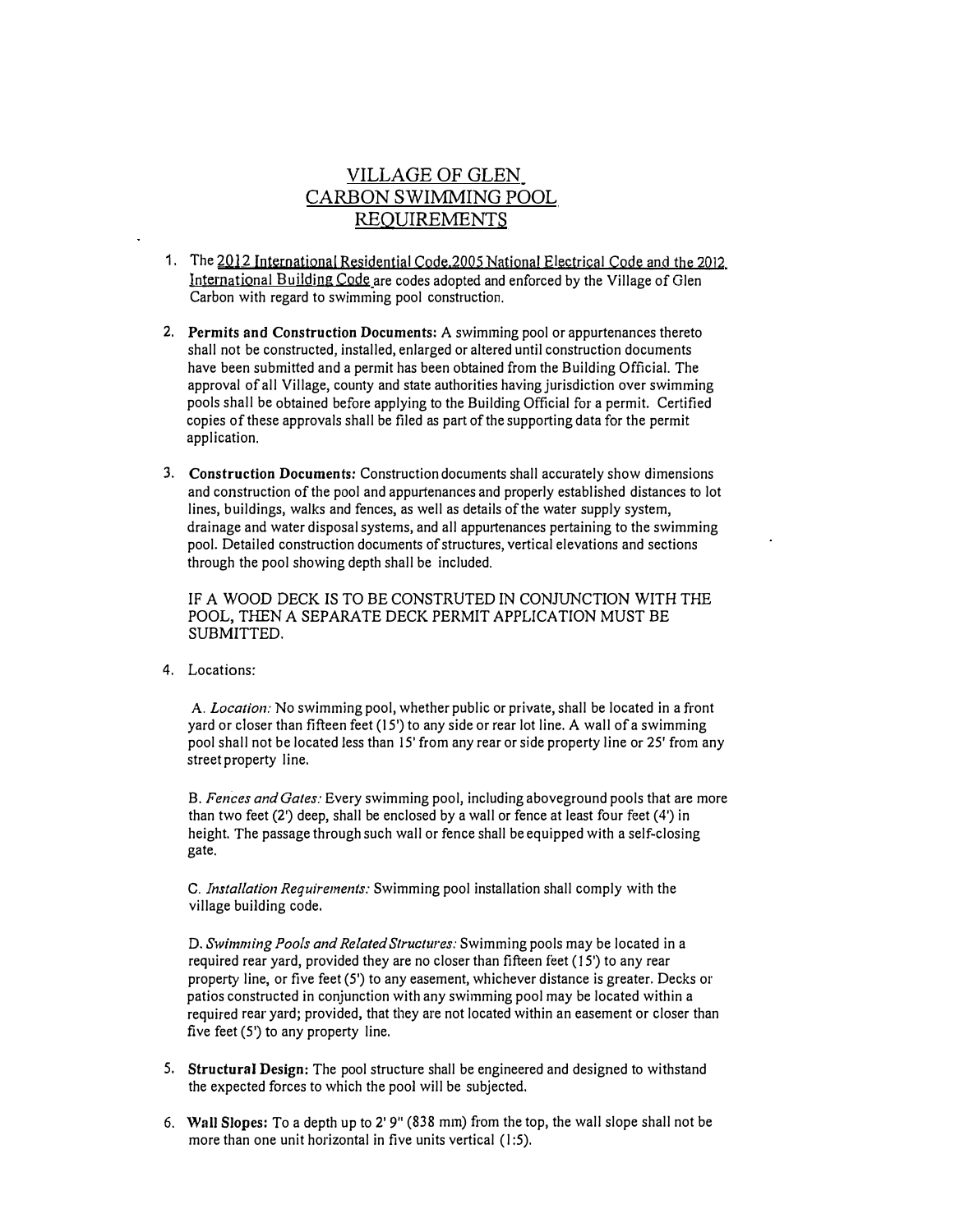# VILLAGE OF GLEN CARBON SWIMMING POOL REQUIREMENTS

1. The 2012 International Residential Code,2005 National Electrical Code and the 2012 International Building Code are codes adopted and enforced by the Village of Glen Carbon with regard to swimming pool construction.

2. **Permits and Construction Documents:** A swimming pool or appurtenances thereto shall not be constructed, installed, enlarged or altered until construction documents have been submitted and a permit has been obtained from the Building Official. The approval of all Village, county and state authorities having jurisdiction over swimming pools shall be obtained before applying to the Building Official for a permit. Certified copies of these approvals shall be filed as part of the supporting data for the permit application.

3. **Construction Documents:** Construction documents shall accurately show dimensions and construction of the pool and appurtenances and properly established distances to lot lines, buildings, walks and fences, as well as details of the water supply system, drainage and water disposal systems, and all appurtenances pertaining to the swimming pool. Detailed construction documents of structures, vertical elevations and sections through the pool showing depth shall be included.

   IF A WOOD DECK IS TO BE CONSTRUTED IN CONJUNCTION WITH THE POOL, THEN A SEPARATE DECK PERMIT APPLICATION MUST BE SUBMITTED.

4. Locations:

   A. *Location:* No swimming pool, whether public or private, shall be located in a front yard or closer than fifteen feet (15') to any side or rear lot line. A wall of a swimming pool shall not be located less than 15' from any rear or side property line or 25' from any street property line.

   B. *Fences and Gates:* Every swimming pool, including aboveground pools that are more than two feet (2') deep, shall be enclosed by a wall or fence at least four feet (4') in height. The passage through such wall or fence shall be equipped with a self-closing gate.

   C. *Installation Requirements:* Swimming pool installation shall comply with the village building code.

   D. *Swimming Pools and Related Structures:* Swimming pools may be located in a required rear yard, provided they are no closer than fifteen feet (15') to any rear property line, or five feet (5') to any easement, whichever distance is greater. Decks or patios constructed in conjunction with any swimming pool may be located within a required rear yard; provided, that they are not located within an easement or closer than five feet (5') to any property line.

5. **Structural Design:** The pool structure shall be engineered and designed to withstand the expected forces to which the pool will be subjected.

6. **Wall Slopes:** To a depth up to 2' 9" (838 mm) from the top, the wall slope shall not be more than one unit horizontal in five units vertical (1:5).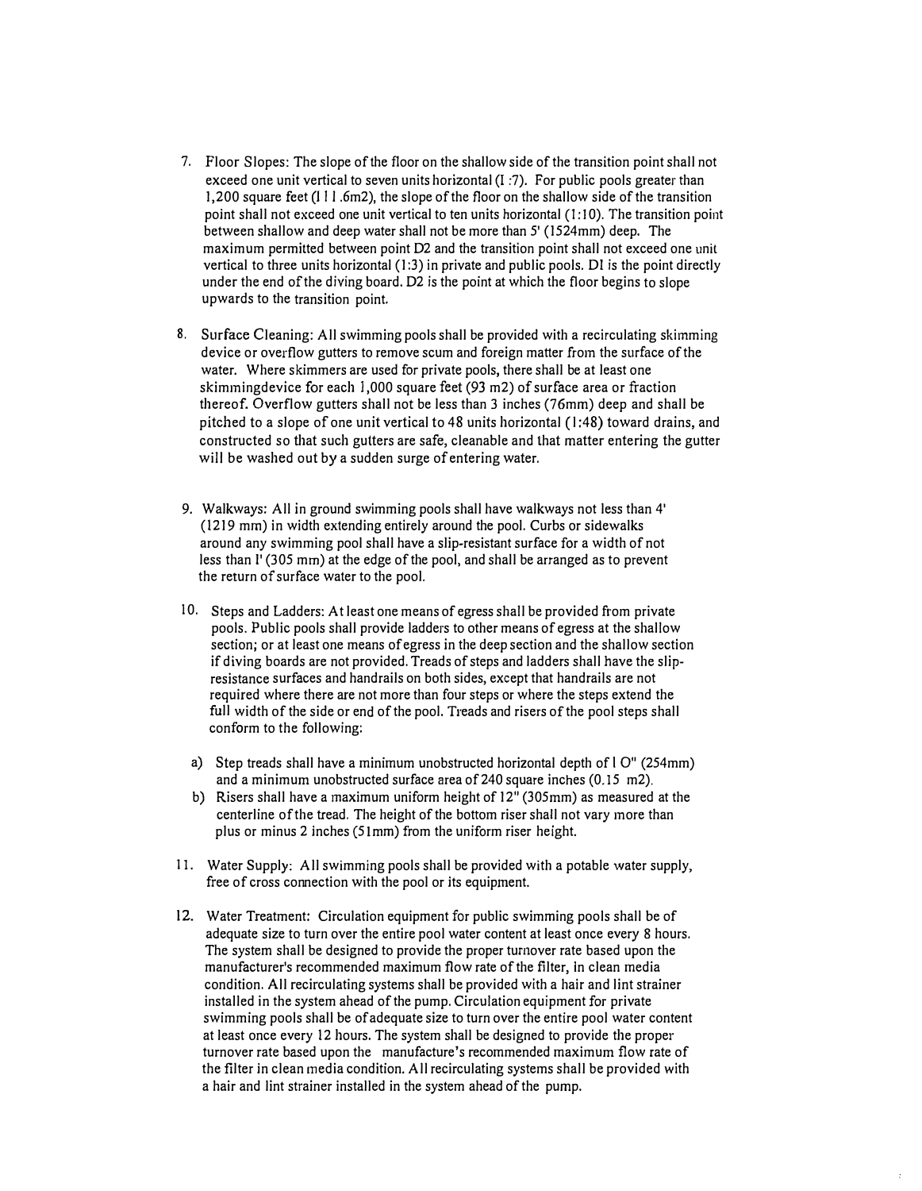7. Floor Slopes: The slope of the floor on the shallow side of the transition point shall not exceed one unit vertical to seven units horizontal (1:7). For public pools greater than 1,200 square feet (111.6m2), the slope of the floor on the shallow side of the transition point shall not exceed one unit vertical to ten units horizontal (1:10). The transition point between shallow and deep water shall not be more than 5' (1524mm) deep. The maximum permitted between point D2 and the transition point shall not exceed one unit vertical to three units horizontal (1:3) in private and public pools. D1 is the point directly under the end of the diving board. D2 is the point at which the floor begins to slope upwards to the transition point.

8. Surface Cleaning: All swimming pools shall be provided with a recirculating skimming device or overflow gutters to remove scum and foreign matter from the surface of the water. Where skimmers are used for private pools, there shall be at least one skimmingdevice for each 1,000 square feet (93 m2) of surface area or fraction thereof. Overflow gutters shall not be less than 3 inches (76mm) deep and shall be pitched to a slope of one unit vertical to 48 units horizontal (1:48) toward drains, and constructed so that such gutters are safe, cleanable and that matter entering the gutter will be washed out by a sudden surge of entering water.

9. Walkways: All in ground swimming pools shall have walkways not less than 4' (1219 mm) in width extending entirely around the pool. Curbs or sidewalks around any swimming pool shall have a slip-resistant surface for a width of not less than 1' (305 mm) at the edge of the pool, and shall be arranged as to prevent the return of surface water to the pool.

10. Steps and Ladders: At least one means of egress shall be provided from private pools. Public pools shall provide ladders to other means of egress at the shallow section; or at least one means of egress in the deep section and the shallow section if diving boards are not provided. Treads of steps and ladders shall have the slip-resistance surfaces and handrails on both sides, except that handrails are not required where there are not more than four steps or where the steps extend the full width of the side or end of the pool. Treads and risers of the pool steps shall conform to the following:

   a) Step treads shall have a minimum unobstructed horizontal depth of 10" (254mm) and a minimum unobstructed surface area of 240 square inches (0.15 m2).
   b) Risers shall have a maximum uniform height of 12" (305mm) as measured at the centerline of the tread. The height of the bottom riser shall not vary more than plus or minus 2 inches (51mm) from the uniform riser height.

11. Water Supply: All swimming pools shall be provided with a potable water supply, free of cross connection with the pool or its equipment.

12. Water Treatment: Circulation equipment for public swimming pools shall be of adequate size to turn over the entire pool water content at least once every 8 hours. The system shall be designed to provide the proper turnover rate based upon the manufacturer's recommended maximum flow rate of the filter, in clean media condition. All recirculating systems shall be provided with a hair and lint strainer installed in the system ahead of the pump. Circulation equipment for private swimming pools shall be of adequate size to turn over the entire pool water content at least once every 12 hours. The system shall be designed to provide the proper turnover rate based upon the manufacture's recommended maximum flow rate of the filter in clean media condition. All recirculating systems shall be provided with a hair and lint strainer installed in the system ahead of the pump.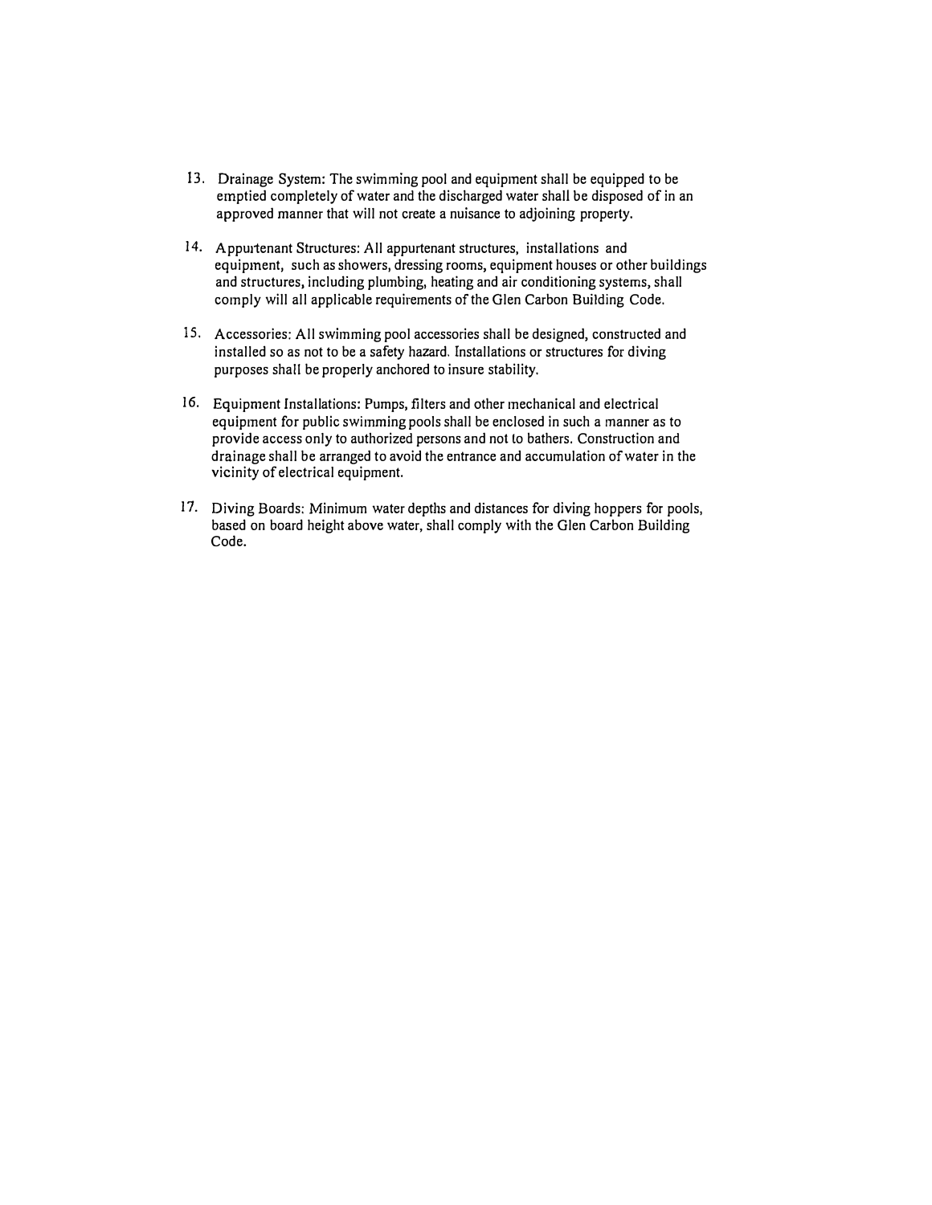13. Drainage System: The swimming pool and equipment shall be equipped to be emptied completely of water and the discharged water shall be disposed of in an approved manner that will not create a nuisance to adjoining property.

14. Appurtenant Structures: All appurtenant structures, installations and equipment, such as showers, dressing rooms, equipment houses or other buildings and structures, including plumbing, heating and air conditioning systems, shall comply will all applicable requirements of the Glen Carbon Building Code.

15. Accessories: All swimming pool accessories shall be designed, constructed and installed so as not to be a safety hazard. Installations or structures for diving purposes shall be properly anchored to insure stability.

16. Equipment Installations: Pumps, filters and other mechanical and electrical equipment for public swimming pools shall be enclosed in such a manner as to provide access only to authorized persons and not to bathers. Construction and drainage shall be arranged to avoid the entrance and accumulation of water in the vicinity of electrical equipment.

17. Diving Boards: Minimum water depths and distances for diving hoppers for pools, based on board height above water, shall comply with the Glen Carbon Building Code.